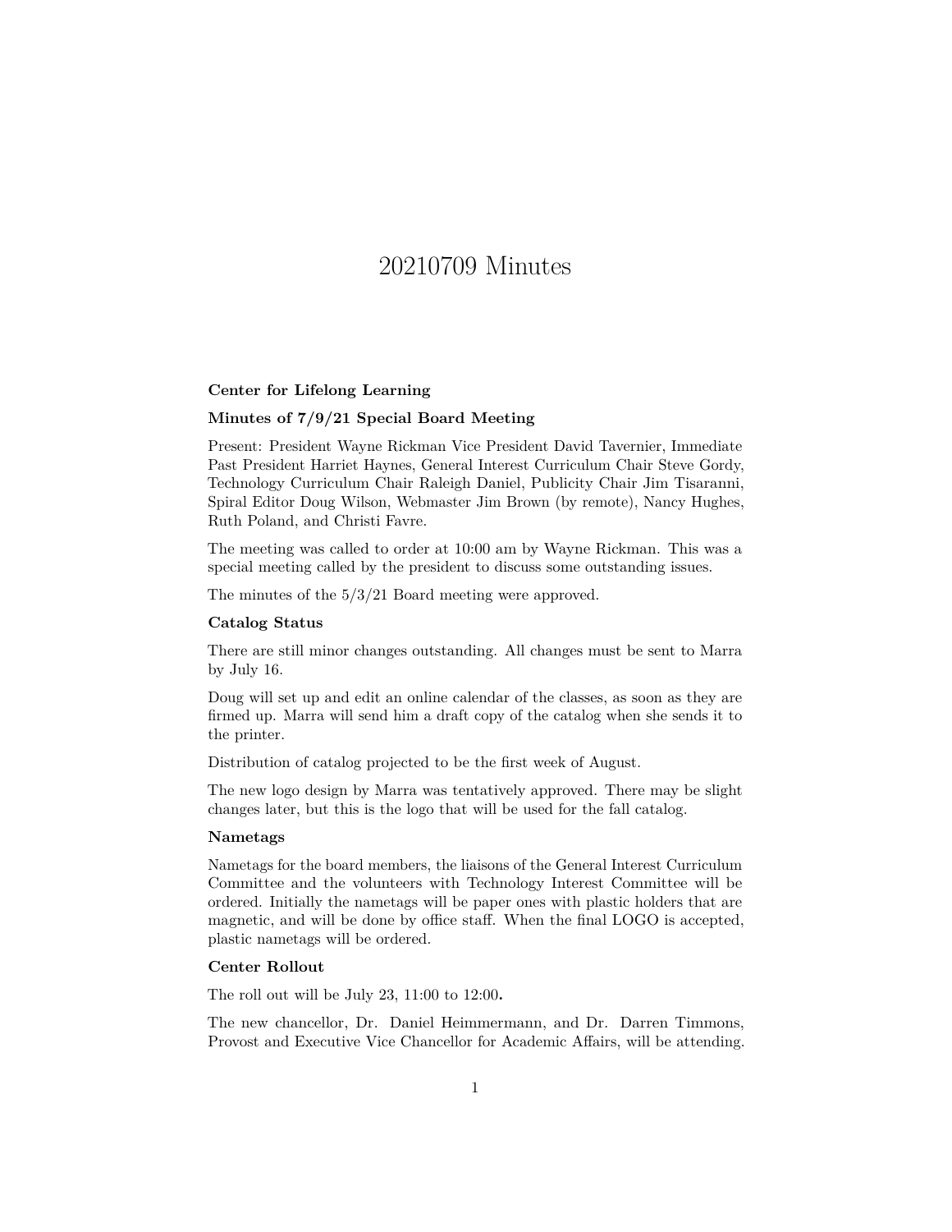# 20210709 Minutes

**Center for Lifelong Learning**

**Minutes of 7/9/21 Special Board Meeting**

Present: President Wayne Rickman Vice President David Tavernier, Immediate Past President Harriet Haynes, General Interest Curriculum Chair Steve Gordy, Technology Curriculum Chair Raleigh Daniel, Publicity Chair Jim Tisaranni, Spiral Editor Doug Wilson, Webmaster Jim Brown (by remote), Nancy Hughes, Ruth Poland, and Christi Favre.

The meeting was called to order at 10:00 am by Wayne Rickman. This was a special meeting called by the president to discuss some outstanding issues.

The minutes of the 5/3/21 Board meeting were approved.

**Catalog Status**

There are still minor changes outstanding. All changes must be sent to Marra by July 16.

Doug will set up and edit an online calendar of the classes, as soon as they are firmed up. Marra will send him a draft copy of the catalog when she sends it to the printer.

Distribution of catalog projected to be the first week of August.

The new logo design by Marra was tentatively approved. There may be slight changes later, but this is the logo that will be used for the fall catalog.

**Nametags**

Nametags for the board members, the liaisons of the General Interest Curriculum Committee and the volunteers with Technology Interest Committee will be ordered. Initially the nametags will be paper ones with plastic holders that are magnetic, and will be done by office staff. When the final LOGO is accepted, plastic nametags will be ordered.

**Center Rollout**

The roll out will be July 23, 11:00 to 12:00**.**

The new chancellor, Dr. Daniel Heimmermann, and Dr. Darren Timmons, Provost and Executive Vice Chancellor for Academic Affairs, will be attending.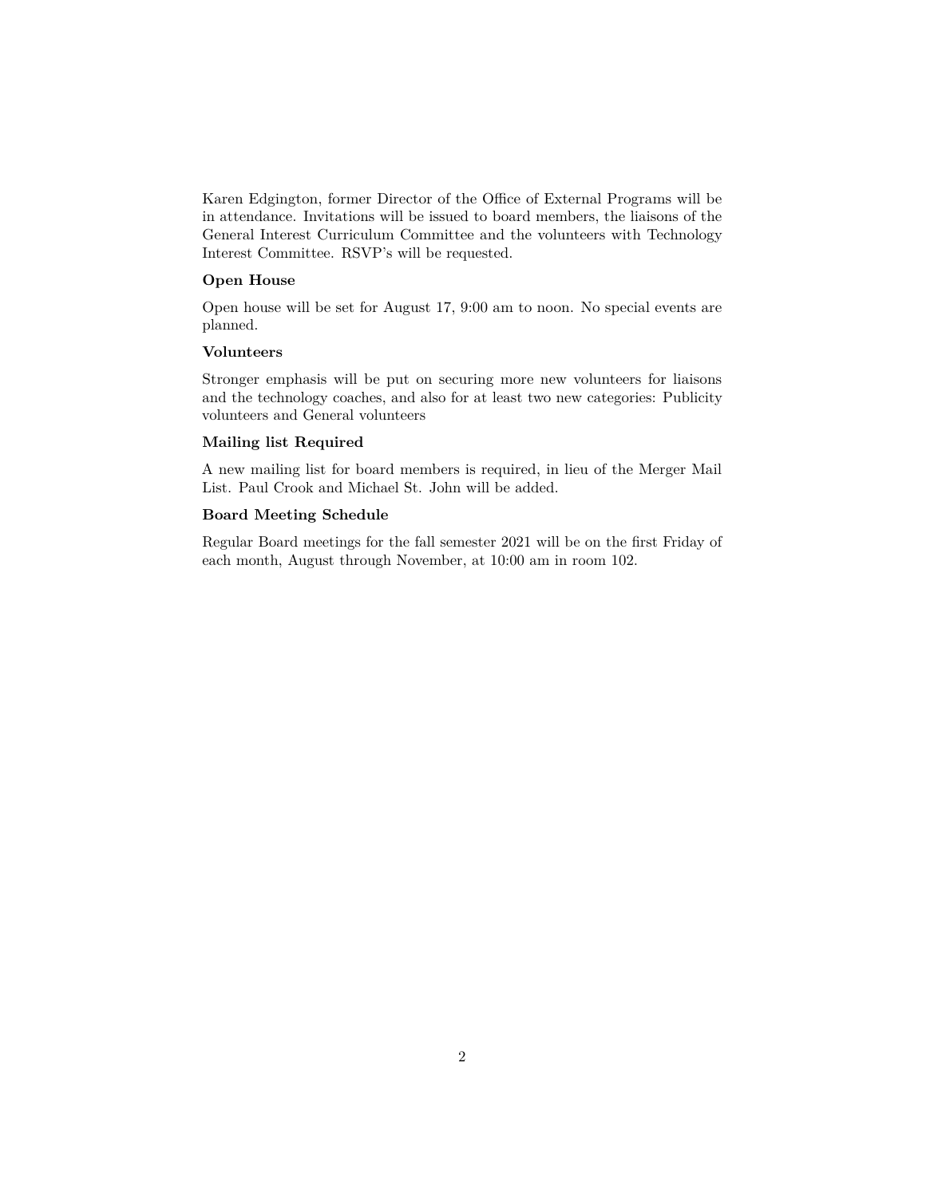Karen Edgington, former Director of the Office of External Programs will be in attendance. Invitations will be issued to board members, the liaisons of the General Interest Curriculum Committee and the volunteers with Technology Interest Committee. RSVP's will be requested.

**Open House**

Open house will be set for August 17, 9:00 am to noon. No special events are planned.

**Volunteers**

Stronger emphasis will be put on securing more new volunteers for liaisons and the technology coaches, and also for at least two new categories: Publicity volunteers and General volunteers

**Mailing list Required**

A new mailing list for board members is required, in lieu of the Merger Mail List. Paul Crook and Michael St. John will be added.

**Board Meeting Schedule**

Regular Board meetings for the fall semester 2021 will be on the first Friday of each month, August through November, at 10:00 am in room 102.